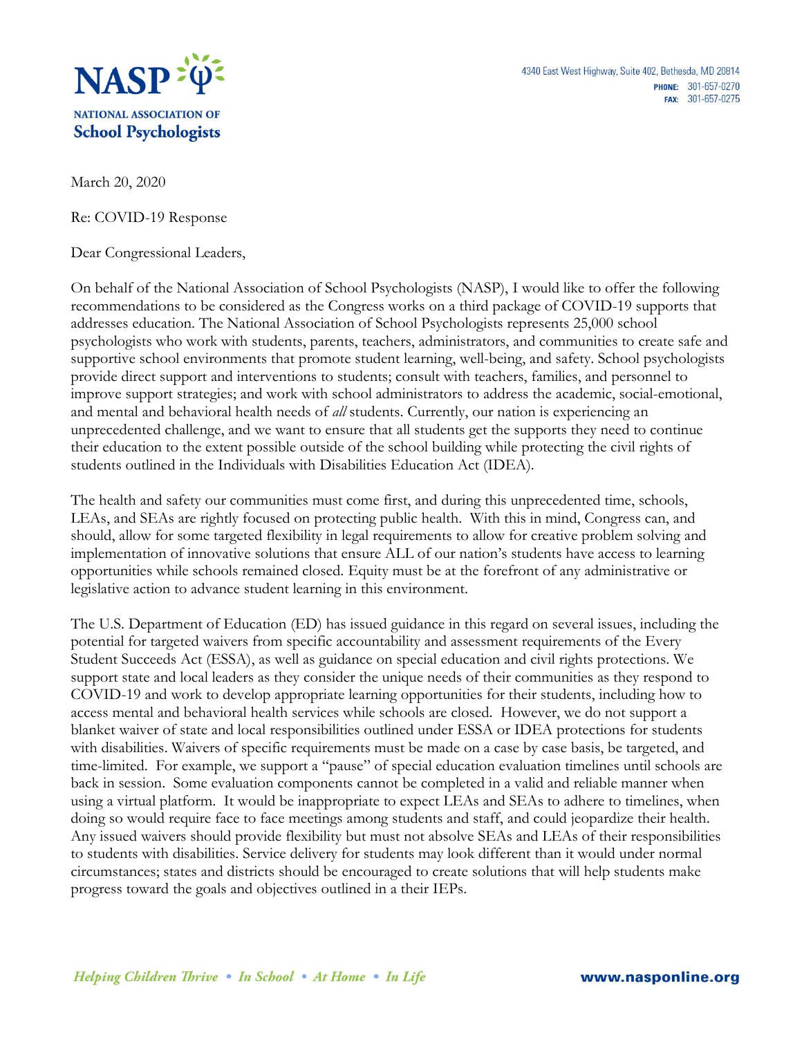**NASP**

**NATIONAL ASSOCIATION OF School Psychologists**

4340 East West Highway, Suite 402, Bethesda, MD 20814
**PHONE:** 301-657-0270
**FAX:** 301-657-0275

March 20, 2020

Re: COVID-19 Response

Dear Congressional Leaders,

On behalf of the National Association of School Psychologists (NASP), I would like to offer the following recommendations to be considered as the Congress works on a third package of COVID-19 supports that addresses education. The National Association of School Psychologists represents 25,000 school psychologists who work with students, parents, teachers, administrators, and communities to create safe and supportive school environments that promote student learning, well-being, and safety. School psychologists provide direct support and interventions to students; consult with teachers, families, and personnel to improve support strategies; and work with school administrators to address the academic, social-emotional, and mental and behavioral health needs of *all* students. Currently, our nation is experiencing an unprecedented challenge, and we want to ensure that all students get the supports they need to continue their education to the extent possible outside of the school building while protecting the civil rights of students outlined in the Individuals with Disabilities Education Act (IDEA).

The health and safety our communities must come first, and during this unprecedented time, schools, LEAs, and SEAs are rightly focused on protecting public health. With this in mind, Congress can, and should, allow for some targeted flexibility in legal requirements to allow for creative problem solving and implementation of innovative solutions that ensure ALL of our nation's students have access to learning opportunities while schools remained closed. Equity must be at the forefront of any administrative or legislative action to advance student learning in this environment.

The U.S. Department of Education (ED) has issued guidance in this regard on several issues, including the potential for targeted waivers from specific accountability and assessment requirements of the Every Student Succeeds Act (ESSA), as well as guidance on special education and civil rights protections. We support state and local leaders as they consider the unique needs of their communities as they respond to COVID-19 and work to develop appropriate learning opportunities for their students, including how to access mental and behavioral health services while schools are closed. However, we do not support a blanket waiver of state and local responsibilities outlined under ESSA or IDEA protections for students with disabilities. Waivers of specific requirements must be made on a case by case basis, be targeted, and time-limited. For example, we support a "pause" of special education evaluation timelines until schools are back in session. Some evaluation components cannot be completed in a valid and reliable manner when using a virtual platform. It would be inappropriate to expect LEAs and SEAs to adhere to timelines, when doing so would require face to face meetings among students and staff, and could jeopardize their health. Any issued waivers should provide flexibility but must not absolve SEAs and LEAs of their responsibilities to students with disabilities. Service delivery for students may look different than it would under normal circumstances; states and districts should be encouraged to create solutions that will help students make progress toward the goals and objectives outlined in a their IEPs.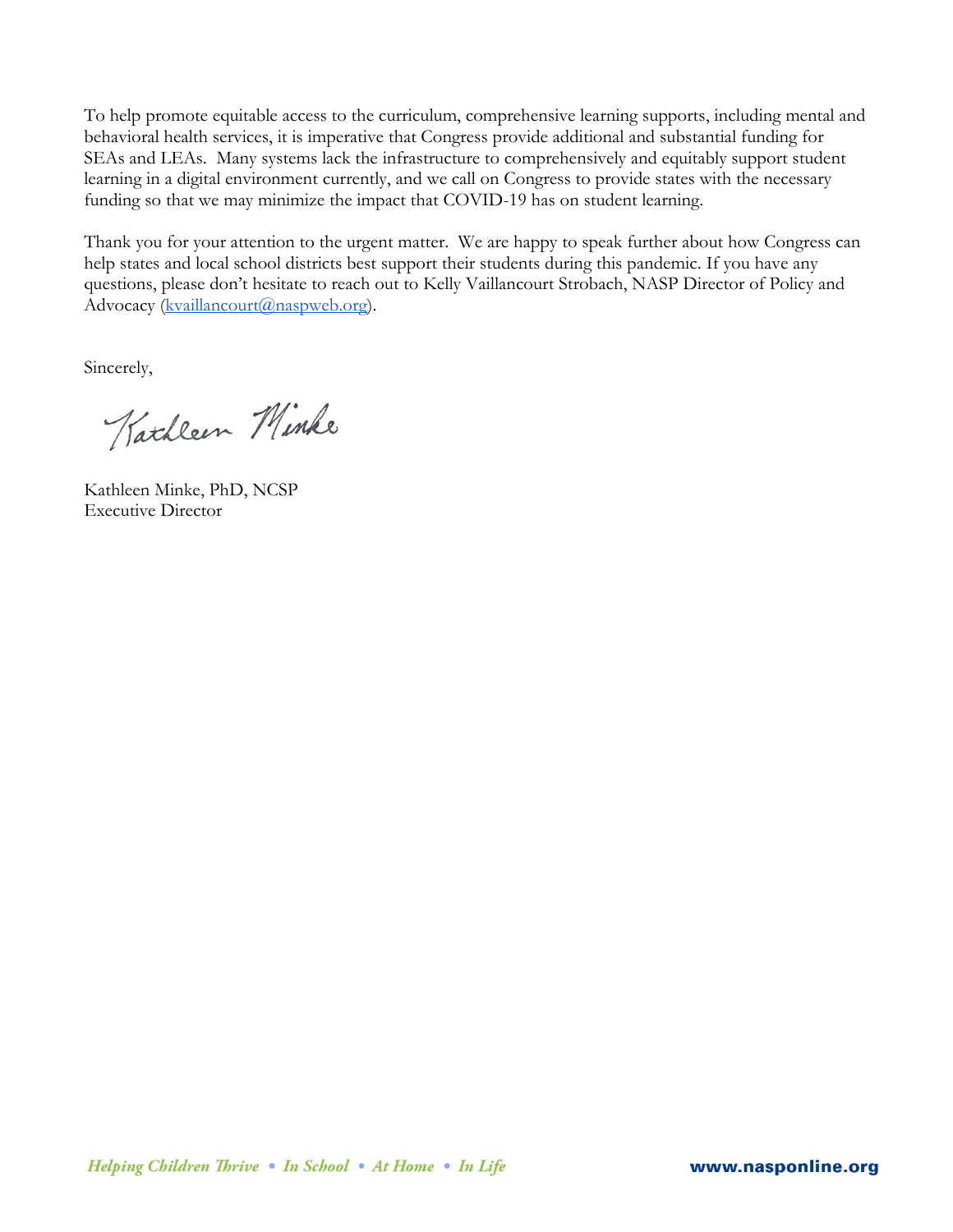To help promote equitable access to the curriculum, comprehensive learning supports, including mental and behavioral health services, it is imperative that Congress provide additional and substantial funding for SEAs and LEAs. Many systems lack the infrastructure to comprehensively and equitably support student learning in a digital environment currently, and we call on Congress to provide states with the necessary funding so that we may minimize the impact that COVID-19 has on student learning.

Thank you for your attention to the urgent matter. We are happy to speak further about how Congress can help states and local school districts best support their students during this pandemic. If you have any questions, please don't hesitate to reach out to Kelly Vaillancourt Strobach, NASP Director of Policy and Advocacy (kvaillancourt@naspweb.org).

Sincerely,

Kathleen Minke

Kathleen Minke, PhD, NCSP
Executive Director